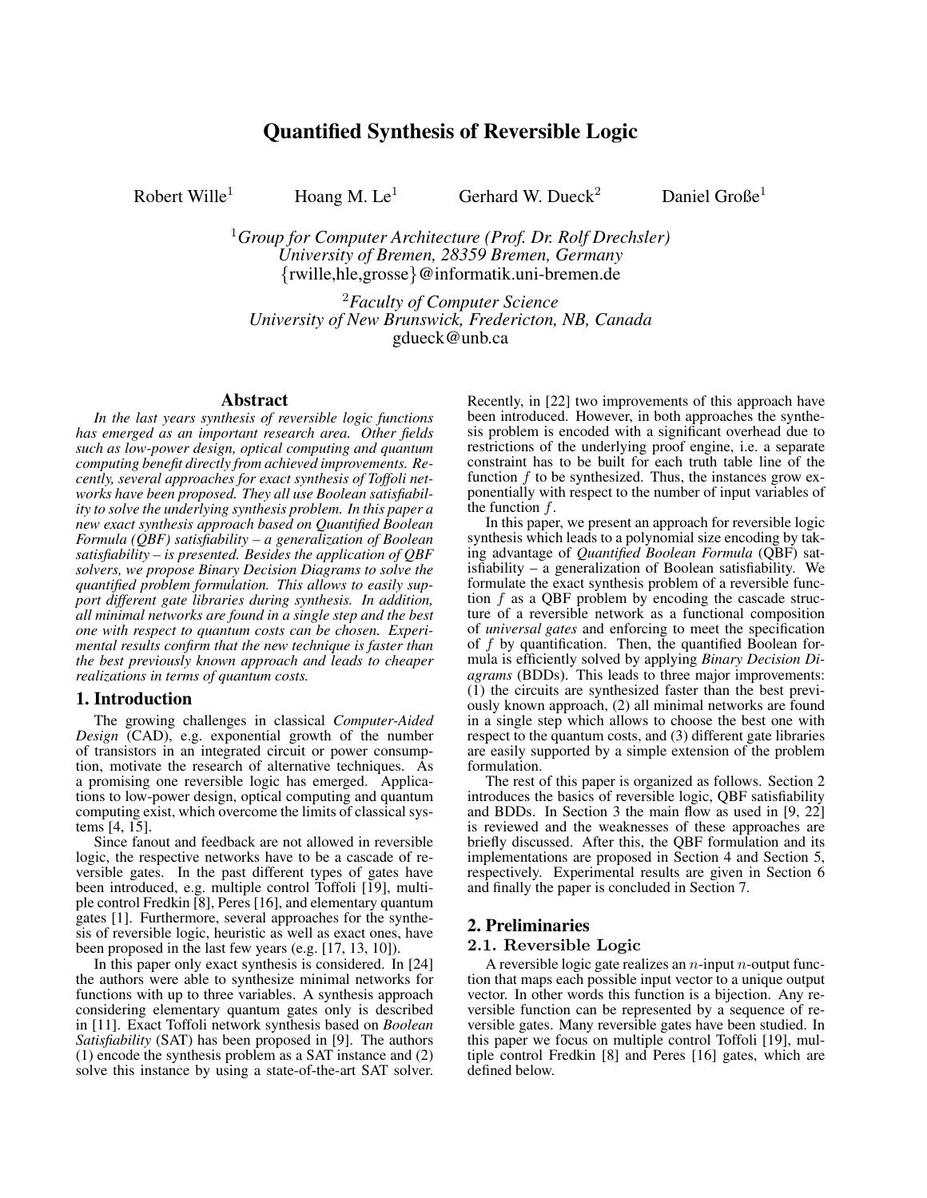# Quantified Synthesis of Reversible Logic

Robert Wille[1] Hoang M. Le[1] Gerhard W. Dueck[2] Daniel Große[1]

[1]*Group for Computer Architecture (Prof. Dr. Rolf Drechsler)*
*University of Bremen, 28359 Bremen, Germany*
{rwille,hle,grosse}@informatik.uni-bremen.de

[2]*Faculty of Computer Science*
*University of New Brunswick, Fredericton, NB, Canada*
gdueck@unb.ca

## Abstract

*In the last years synthesis of reversible logic functions has emerged as an important research area. Other fields such as low-power design, optical computing and quantum computing benefit directly from achieved improvements. Recently, several approaches for exact synthesis of Toffoli networks have been proposed. They all use Boolean satisfiability to solve the underlying synthesis problem. In this paper a new exact synthesis approach based on Quantified Boolean Formula (QBF) satisfiability – a generalization of Boolean satisfiability – is presented. Besides the application of QBF solvers, we propose Binary Decision Diagrams to solve the quantified problem formulation. This allows to easily support different gate libraries during synthesis. In addition, all minimal networks are found in a single step and the best one with respect to quantum costs can be chosen. Experimental results confirm that the new technique is faster than the best previously known approach and leads to cheaper realizations in terms of quantum costs.*

## 1. Introduction

The growing challenges in classical *Computer-Aided Design* (CAD), e.g. exponential growth of the number of transistors in an integrated circuit or power consumption, motivate the research of alternative techniques. As a promising one reversible logic has emerged. Applications to low-power design, optical computing and quantum computing exist, which overcome the limits of classical systems [4, 15].

Since fanout and feedback are not allowed in reversible logic, the respective networks have to be a cascade of reversible gates. In the past different types of gates have been introduced, e.g. multiple control Toffoli [19], multiple control Fredkin [8], Peres [16], and elementary quantum gates [1]. Furthermore, several approaches for the synthesis of reversible logic, heuristic as well as exact ones, have been proposed in the last few years (e.g. [17, 13, 10]).

In this paper only exact synthesis is considered. In [24] the authors were able to synthesize minimal networks for functions with up to three variables. A synthesis approach considering elementary quantum gates only is described in [11]. Exact Toffoli network synthesis based on *Boolean Satisfiability* (SAT) has been proposed in [9]. The authors (1) encode the synthesis problem as a SAT instance and (2) solve this instance by using a state-of-the-art SAT solver. Recently, in [22] two improvements of this approach have been introduced. However, in both approaches the synthesis problem is encoded with a significant overhead due to restrictions of the underlying proof engine, i.e. a separate constraint has to be built for each truth table line of the function $f$ to be synthesized. Thus, the instances grow exponentially with respect to the number of input variables of the function $f$.

In this paper, we present an approach for reversible logic synthesis which leads to a polynomial size encoding by taking advantage of *Quantified Boolean Formula* (QBF) satisfiability – a generalization of Boolean satisfiability. We formulate the exact synthesis problem of a reversible function $f$ as a QBF problem by encoding the cascade structure of a reversible network as a functional composition of *universal gates* and enforcing to meet the specification of $f$ by quantification. Then, the quantified Boolean formula is efficiently solved by applying *Binary Decision Diagrams* (BDDs). This leads to three major improvements: (1) the circuits are synthesized faster than the best previously known approach, (2) all minimal networks are found in a single step which allows to choose the best one with respect to the quantum costs, and (3) different gate libraries are easily supported by a simple extension of the problem formulation.

The rest of this paper is organized as follows. Section 2 introduces the basics of reversible logic, QBF satisfiability and BDDs. In Section 3 the main flow as used in [9, 22] is reviewed and the weaknesses of these approaches are briefly discussed. After this, the QBF formulation and its implementations are proposed in Section 4 and Section 5, respectively. Experimental results are given in Section 6 and finally the paper is concluded in Section 7.

## 2. Preliminaries

### 2.1. Reversible Logic

A reversible logic gate realizes an $n$-input $n$-output function that maps each possible input vector to a unique output vector. In other words this function is a bijection. Any reversible function can be represented by a sequence of reversible gates. Many reversible gates have been studied. In this paper we focus on multiple control Toffoli [19], multiple control Fredkin [8] and Peres [16] gates, which are defined below.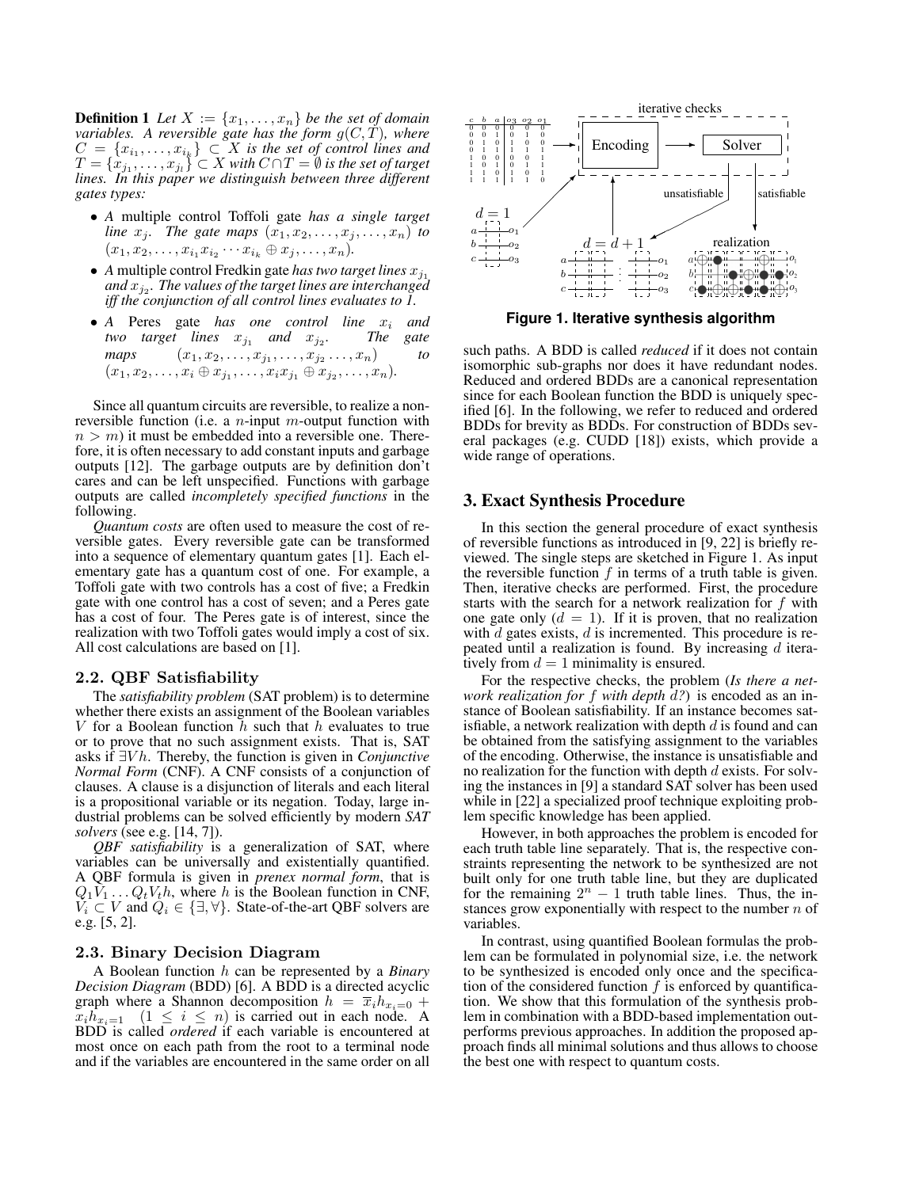**Definition 1** *Let $X := \{x_1, \ldots, x_n\}$ be the set of domain variables. A reversible gate has the form $g(C, T)$, where $C = \{x_{i_1}, \ldots, x_{i_k}\} \subset X$ is the set of control lines and $T = \{x_{j_1}, \ldots, x_{j_l}\} \subset X$ with $C \cap T = \emptyset$ is the set of target lines. In this paper we distinguish between three different gates types:*

- *A* multiple control Toffoli gate *has a single target line $x_j$. The gate maps $(x_1, x_2, \ldots, x_j, \ldots, x_n)$ to $(x_1, x_2, \ldots, x_{i_1}x_{i_2} \cdots x_{i_k} \oplus x_j, \ldots, x_n)$.*
- *A* multiple control Fredkin gate *has two target lines $x_{j_1}$ and $x_{j_2}$. The values of the target lines are interchanged iff the conjunction of all control lines evaluates to 1.*
- *A* Peres gate *has one control line $x_i$ and two target lines $x_{j_1}$ and $x_{j_2}$. The gate maps $(x_1, x_2, \ldots, x_{j_1}, \ldots, x_{j_2} \ldots, x_n)$ to $(x_1, x_2, \ldots, x_i \oplus x_{j_1}, \ldots, x_i x_{j_1} \oplus x_{j_2}, \ldots, x_n)$.*

Since all quantum circuits are reversible, to realize a non-reversible function (i.e. a $n$-input $m$-output function with $n > m$) it must be embedded into a reversible one. Therefore, it is often necessary to add constant inputs and garbage outputs [12]. The garbage outputs are by definition don't cares and can be left unspecified. Functions with garbage outputs are called *incompletely specified functions* in the following.

*Quantum costs* are often used to measure the cost of reversible gates. Every reversible gate can be transformed into a sequence of elementary quantum gates [1]. Each elementary gate has a quantum cost of one. For example, a Toffoli gate with two controls has a cost of five; a Fredkin gate with one control has a cost of seven; and a Peres gate has a cost of four. The Peres gate is of interest, since the realization with two Toffoli gates would imply a cost of six. All cost calculations are based on [1].

### 2.2. QBF Satisfiability

The *satisfiability problem* (SAT problem) is to determine whether there exists an assignment of the Boolean variables $V$ for a Boolean function $h$ such that $h$ evaluates to true or to prove that no such assignment exists. That is, SAT asks if $\exists V h$. Thereby, the function is given in *Conjunctive Normal Form* (CNF). A CNF consists of a conjunction of clauses. A clause is a disjunction of literals and each literal is a propositional variable or its negation. Today, large industrial problems can be solved efficiently by modern *SAT solvers* (see e.g. [14, 7]).

*QBF satisfiability* is a generalization of SAT, where variables can be universally and existentially quantified. A QBF formula is given in *prenex normal form*, that is $Q_1 V_1 \ldots Q_t V_t h$, where $h$ is the Boolean function in CNF, $V_i \subset V$ and $Q_i \in \{\exists, \forall\}$. State-of-the-art QBF solvers are e.g. [5, 2].

### 2.3. Binary Decision Diagram

A Boolean function $h$ can be represented by a *Binary Decision Diagram* (BDD) [6]. A BDD is a directed acyclic graph where a Shannon decomposition $h = \overline{x}_i h_{x_i=0} + x_i h_{x_i=1}$ $(1 \leq i \leq n)$ is carried out in each node. A BDD is called *ordered* if each variable is encountered at most once on each path from the root to a terminal node and if the variables are encountered in the same order on all such paths. A BDD is called *reduced* if it does not contain isomorphic sub-graphs nor does it have redundant nodes. Reduced and ordered BDDs are a canonical representation since for each Boolean function the BDD is uniquely specified [6]. In the following, we refer to reduced and ordered BDDs for brevity as BDDs. For construction of BDDs several packages (e.g. CUDD [18]) exists, which provide a wide range of operations.

**Figure 1. Iterative synthesis algorithm**

## 3. Exact Synthesis Procedure

In this section the general procedure of exact synthesis of reversible functions as introduced in [9, 22] is briefly reviewed. The single steps are sketched in Figure 1. As input the reversible function $f$ in terms of a truth table is given. Then, iterative checks are performed. First, the procedure starts with the search for a network realization for $f$ with one gate only ($d = 1$). If it is proven, that no realization with $d$ gates exists, $d$ is incremented. This procedure is repeated until a realization is found. By increasing $d$ iteratively from $d = 1$ minimality is ensured.

For the respective checks, the problem (*Is there a network realization for $f$ with depth $d$?*) is encoded as an instance of Boolean satisfiability. If an instance becomes satisfiable, a network realization with depth $d$ is found and can be obtained from the satisfying assignment to the variables of the encoding. Otherwise, the instance is unsatisfiable and no realization for the function with depth $d$ exists. For solving the instances in [9] a standard SAT solver has been used while in [22] a specialized proof technique exploiting problem specific knowledge has been applied.

However, in both approaches the problem is encoded for each truth table line separately. That is, the respective constraints representing the network to be synthesized are not built only for one truth table line, but they are duplicated for the remaining $2^n - 1$ truth table lines. Thus, the instances grow exponentially with respect to the number $n$ of variables.

In contrast, using quantified Boolean formulas the problem can be formulated in polynomial size, i.e. the network to be synthesized is encoded only once and the specification of the considered function $f$ is enforced by quantification. We show that this formulation of the synthesis problem in combination with a BDD-based implementation outperforms previous approaches. In addition the proposed approach finds all minimal solutions and thus allows to choose the best one with respect to quantum costs.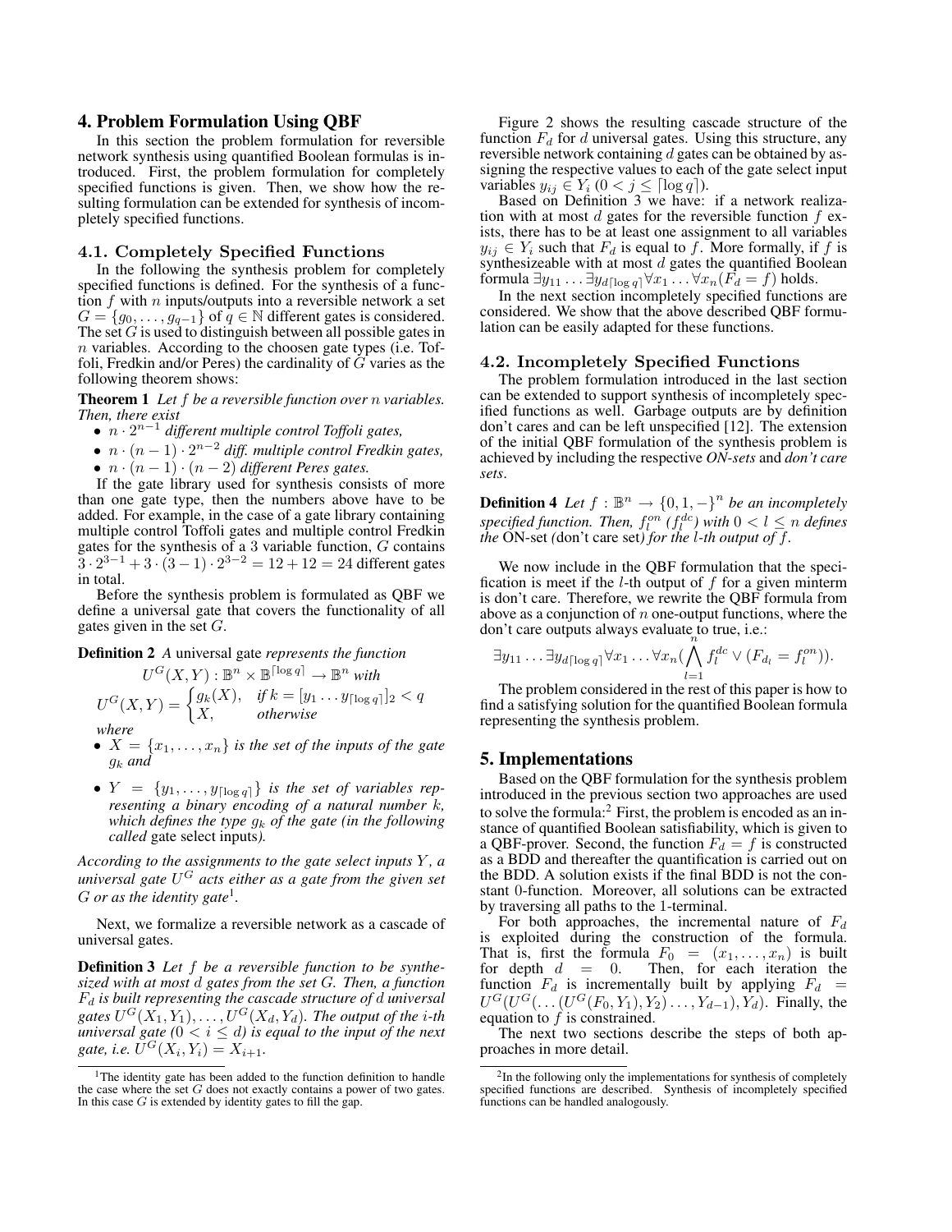## 4. Problem Formulation Using QBF

In this section the problem formulation for reversible network synthesis using quantified Boolean formulas is introduced. First, the problem formulation for completely specified functions is given. Then, we show how the resulting formulation can be extended for synthesis of incompletely specified functions.

### 4.1. Completely Specified Functions

In the following the synthesis problem for completely specified functions is defined. For the synthesis of a function $f$ with $n$ inputs/outputs into a reversible network a set $G = \{g_0, \ldots, g_{q-1}\}$ of $q \in \mathbb{N}$ different gates is considered. The set $G$ is used to distinguish between all possible gates in $n$ variables. According to the choosen gate types (i.e. Toffoli, Fredkin and/or Peres) the cardinality of $G$ varies as the following theorem shows:

**Theorem 1** *Let $f$ be a reversible function over $n$ variables. Then, there exist*

- *$n \cdot 2^{n-1}$ different multiple control Toffoli gates,*
- *$n \cdot (n-1) \cdot 2^{n-2}$ diff. multiple control Fredkin gates,*
- *$n \cdot (n-1) \cdot (n-2)$ different Peres gates.*

If the gate library used for synthesis consists of more than one gate type, then the numbers above have to be added. For example, in the case of a gate library containing multiple control Toffoli gates and multiple control Fredkin gates for the synthesis of a 3 variable function, $G$ contains $3 \cdot 2^{3-1} + 3 \cdot (3-1) \cdot 2^{3-2} = 12 + 12 = 24$ different gates in total.

Before the synthesis problem is formulated as QBF we define a universal gate that covers the functionality of all gates given in the set $G$.

**Definition 2** *A* universal gate *represents the function*

$$U^G(X, Y) : \mathbb{B}^n \times \mathbb{B}^{\lceil \log q \rceil} \to \mathbb{B}^n \textit{ with}$$

$$U^G(X, Y) = \begin{cases} g_k(X), & \textit{if } k = [y_1 \ldots y_{\lceil \log q \rceil}]_2 < q \\ X, & \textit{otherwise} \end{cases}$$

*where*

- *$X = \{x_1, \ldots, x_n\}$ is the set of the inputs of the gate $g_k$ and*
- *$Y = \{y_1, \ldots, y_{\lceil \log q \rceil}\}$ is the set of variables representing a binary encoding of a natural number $k$, which defines the type $g_k$ of the gate (in the following called* gate select inputs*).*

*According to the assignments to the gate select inputs $Y$, a universal gate $U^G$ acts either as a gate from the given set $G$ or as the identity gate*[1].

Next, we formalize a reversible network as a cascade of universal gates.

**Definition 3** *Let $f$ be a reversible function to be synthesized with at most $d$ gates from the set $G$. Then, a function $F_d$ is built representing the cascade structure of $d$ universal gates $U^G(X_1, Y_1), \ldots, U^G(X_d, Y_d)$. The output of the $i$-th universal gate ($0 < i \leq d$) is equal to the input of the next gate, i.e. $U^G(X_i, Y_i) = X_{i+1}$.*

Figure 2 shows the resulting cascade structure of the function $F_d$ for $d$ universal gates. Using this structure, any reversible network containing $d$ gates can be obtained by assigning the respective values to each of the gate select input variables $y_{ij} \in Y_i$ ($0 < j \leq \lceil \log q \rceil$).

Based on Definition 3 we have: if a network realization with at most $d$ gates for the reversible function $f$ exists, there has to be at least one assignment to all variables $y_{ij} \in Y_i$ such that $F_d$ is equal to $f$. More formally, if $f$ is synthesizeable with at most $d$ gates the quantified Boolean formula $\exists y_{11} \ldots \exists y_{d \lceil \log q \rceil} \forall x_1 \ldots \forall x_n (F_d = f)$ holds.

In the next section incompletely specified functions are considered. We show that the above described QBF formulation can be easily adapted for these functions.

### 4.2. Incompletely Specified Functions

The problem formulation introduced in the last section can be extended to support synthesis of incompletely specified functions as well. Garbage outputs are by definition don't cares and can be left unspecified [12]. The extension of the initial QBF formulation of the synthesis problem is achieved by including the respective *ON-sets* and *don't care sets*.

**Definition 4** *Let $f : \mathbb{B}^n \to \{0, 1, -\}^n$ be an incompletely specified function. Then, $f_l^{on}$ ($f_l^{dc}$) with $0 < l \leq n$ defines the* ON-set *(*don't care set*) for the $l$-th output of $f$.*

We now include in the QBF formulation that the specification is meet if the $l$-th output of $f$ for a given minterm is don't care. Therefore, we rewrite the QBF formula from above as a conjunction of $n$ one-output functions, where the don't care outputs always evaluate to true, i.e.:

$$\exists y_{11} \ldots \exists y_{d \lceil \log q \rceil} \forall x_1 \ldots \forall x_n (\bigwedge_{l=1}^{n} f_l^{dc} \vee (F_{d_l} = f_l^{on})).$$

The problem considered in the rest of this paper is how to find a satisfying solution for the quantified Boolean formula representing the synthesis problem.

## 5. Implementations

Based on the QBF formulation for the synthesis problem introduced in the previous section two approaches are used to solve the formula:[2] First, the problem is encoded as an instance of quantified Boolean satisfiability, which is given to a QBF-prover. Second, the function $F_d = f$ is constructed as a BDD and thereafter the quantification is carried out on the BDD. A solution exists if the final BDD is not the constant 0-function. Moreover, all solutions can be extracted by traversing all paths to the 1-terminal.

For both approaches, the incremental nature of $F_d$ is exploited during the construction of the formula. That is, first the formula $F_0 = (x_1, \ldots, x_n)$ is built for depth $d = 0$. Then, for each iteration the function $F_d$ is incrementally built by applying $F_d = U^G(U^G(\ldots(U^G(F_0, Y_1), Y_2) \ldots, Y_{d-1}), Y_d)$. Finally, the equation to $f$ is constrained.

The next two sections describe the steps of both approaches in more detail.

[1] The identity gate has been added to the function definition to handle the case where the set $G$ does not exactly contains a power of two gates. In this case $G$ is extended by identity gates to fill the gap.

[2] In the following only the implementations for synthesis of completely specified functions are described. Synthesis of incompletely specified functions can be handled analogously.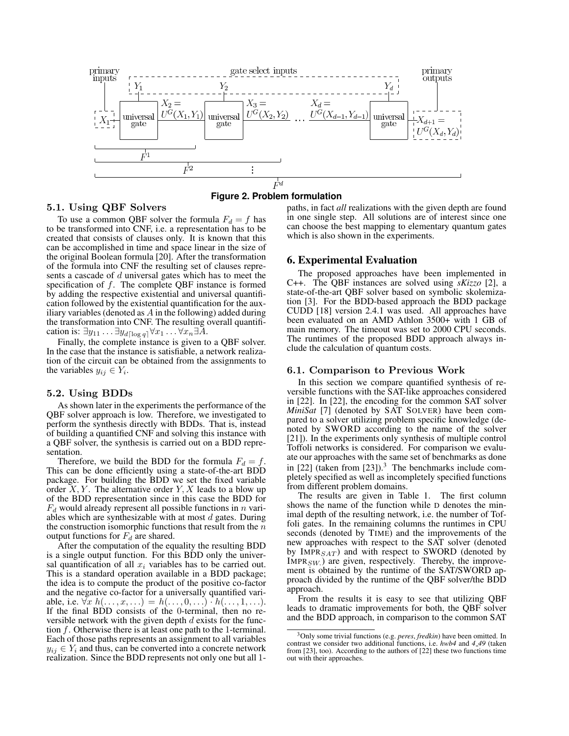**Figure 2. Problem formulation**

### 5.1. Using QBF Solvers

To use a common QBF solver the formula $F_d = f$ has to be transformed into CNF, i.e. a representation has to be created that consists of clauses only. It is known that this can be accomplished in time and space linear in the size of the original Boolean formula [20]. After the transformation of the formula into CNF the resulting set of clauses represents a cascade of $d$ universal gates which has to meet the specification of $f$. The complete QBF instance is formed by adding the respective existential and universal quantification followed by the existential quantification for the auxiliary variables (denoted as $A$ in the following) added during the transformation into CNF. The resulting overall quantification is: $\exists y_{11} \ldots \exists y_{d\lceil \log q \rceil} \forall x_1 \ldots \forall x_n \exists A$.

Finally, the complete instance is given to a QBF solver. In the case that the instance is satisfiable, a network realization of the circuit can be obtained from the assignments to the variables $y_{ij} \in Y_i$.

### 5.2. Using BDDs

As shown later in the experiments the performance of the QBF solver approach is low. Therefore, we investigated to perform the synthesis directly with BDDs. That is, instead of building a quantified CNF and solving this instance with a QBF solver, the synthesis is carried out on a BDD representation.

Therefore, we build the BDD for the formula $F_d = f$. This can be done efficiently using a state-of-the-art BDD package. For building the BDD we set the fixed variable order $X, Y$. The alternative order $Y, X$ leads to a blow up of the BDD representation since in this case the BDD for $F_d$ would already represent all possible functions in $n$ variables which are synthesizable with at most $d$ gates. During the construction isomorphic functions that result from the $n$ output functions for $F_d$ are shared.

After the computation of the equality the resulting BDD is a single output function. For this BDD only the universal quantification of all $x_i$ variables has to be carried out. This is a standard operation available in a BDD package; the idea is to compute the product of the positive co-factor and the negative co-factor for a universally quantified variable, i.e. $\forall x\ h(\ldots, x, \ldots) = h(\ldots, 0, \ldots) \cdot h(\ldots, 1, \ldots)$. If the final BDD consists of the 0-terminal, then no reversible network with the given depth $d$ exists for the function $f$. Otherwise there is at least one path to the 1-terminal. Each of those paths represents an assignment to all variables $y_{ij} \in Y_i$ and thus, can be converted into a concrete network realization. Since the BDD represents not only one but all 1-paths, in fact *all* realizations with the given depth are found in one single step. All solutions are of interest since one can choose the best mapping to elementary quantum gates which is also shown in the experiments.

## 6. Experimental Evaluation

The proposed approaches have been implemented in C++. The QBF instances are solved using *sKizzo* [2], a state-of-the-art QBF solver based on symbolic skolemization [3]. For the BDD-based approach the BDD package CUDD [18] version 2.4.1 was used. All approaches have been evaluated on an AMD Athlon 3500+ with 1 GB of main memory. The timeout was set to 2000 CPU seconds. The runtimes of the proposed BDD approach always include the calculation of quantum costs.

### 6.1. Comparison to Previous Work

In this section we compare quantified synthesis of reversible functions with the SAT-like approaches considered in [22]. In [22], the encoding for the common SAT solver *MiniSat* [7] (denoted by SAT SOLVER) have been compared to a solver utilizing problem specific knowledge (denoted by SWORD according to the name of the solver [21]). In the experiments only synthesis of multiple control Toffoli networks is considered. For comparison we evaluate our approaches with the same set of benchmarks as done in [22] (taken from [23]).[3] The benchmarks include completely specified as well as incompletely specified functions from different problem domains.

The results are given in Table 1. The first column shows the name of the function while D denotes the minimal depth of the resulting network, i.e. the number of Toffoli gates. In the remaining columns the runtimes in CPU seconds (denoted by TIME) and the improvements of the new approaches with respect to the SAT solver (denoted by IMPR$_{SAT}$) and with respect to SWORD (denoted by IMPR$_{SW.}$) are given, respectively. Thereby, the improvement is obtained by the runtime of the SAT/SWORD approach divided by the runtime of the QBF solver/the BDD approach.

From the results it is easy to see that utilizing QBF leads to dramatic improvements for both, the QBF solver and the BDD approach, in comparison to the common SAT

[3] Only some trivial functions (e.g. *peres*, *fredkin*) have been omitted. In contrast we consider two additional functions, i.e. *hwb4* and *4_49* (taken from [23], too). According to the authors of [22] these two functions time out with their approaches.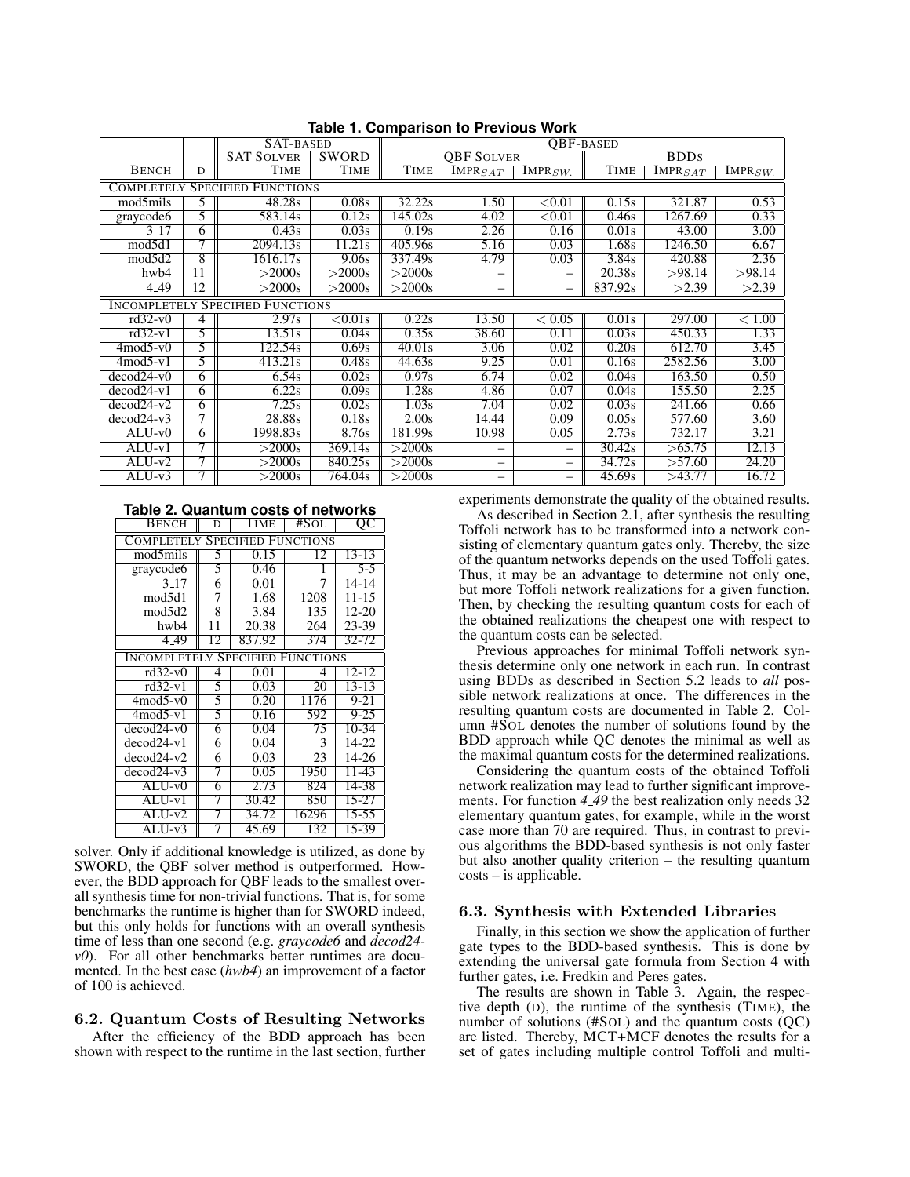**Table 1. Comparison to Previous Work**

| | | SAT-BASED | | QBF-BASED | | | | | |
|---|---|---|---|---|---|---|---|---|---|
| | | SAT SOLVER | SWORD | QBF SOLVER | | | BDDS | | |
| BENCH | D | TIME | TIME | TIME | $\text{IMPR}_{SAT}$ | $\text{IMPR}_{SW.}$ | TIME | $\text{IMPR}_{SAT}$ | $\text{IMPR}_{SW.}$ |
| COMPLETELY SPECIFIED FUNCTIONS | | | | | | | | | |
| mod5mils | 5 | 48.28s | 0.08s | 32.22s | 1.50 | <0.01 | 0.15s | 321.87 | 0.53 |
| graycode6 | 5 | 583.14s | 0.12s | 145.02s | 4.02 | <0.01 | 0.46s | 1267.69 | 0.33 |
| 3_17 | 6 | 0.43s | 0.03s | 0.19s | 2.26 | 0.16 | 0.01s | 43.00 | 3.00 |
| mod5d1 | 7 | 2094.13s | 11.21s | 405.96s | 5.16 | 0.03 | 1.68s | 1246.50 | 6.67 |
| mod5d2 | 8 | 1616.17s | 9.06s | 337.49s | 4.79 | 0.03 | 3.84s | 420.88 | 2.36 |
| hwb4 | 11 | >2000s | >2000s | >2000s | – | – | 20.38s | >98.14 | >98.14 |
| 4_49 | 12 | >2000s | >2000s | >2000s | – | – | 837.92s | >2.39 | >2.39 |
| INCOMPLETELY SPECIFIED FUNCTIONS | | | | | | | | | |
| rd32-v0 | 4 | 2.97s | <0.01s | 0.22s | 13.50 | < 0.05 | 0.01s | 297.00 | < 1.00 |
| rd32-v1 | 5 | 13.51s | 0.04s | 0.35s | 38.60 | 0.11 | 0.03s | 450.33 | 1.33 |
| 4mod5-v0 | 5 | 122.54s | 0.69s | 40.01s | 3.06 | 0.02 | 0.20s | 612.70 | 3.45 |
| 4mod5-v1 | 5 | 413.21s | 0.48s | 44.63s | 9.25 | 0.01 | 0.16s | 2582.56 | 3.00 |
| decod24-v0 | 6 | 6.54s | 0.02s | 0.97s | 6.74 | 0.02 | 0.04s | 163.50 | 0.50 |
| decod24-v1 | 6 | 6.22s | 0.09s | 1.28s | 4.86 | 0.07 | 0.04s | 155.50 | 2.25 |
| decod24-v2 | 6 | 7.25s | 0.02s | 1.03s | 7.04 | 0.02 | 0.03s | 241.66 | 0.66 |
| decod24-v3 | 7 | 28.88s | 0.18s | 2.00s | 14.44 | 0.09 | 0.05s | 577.60 | 3.60 |
| ALU-v0 | 6 | 1998.83s | 8.76s | 181.99s | 10.98 | 0.05 | 2.73s | 732.17 | 3.21 |
| ALU-v1 | 7 | >2000s | 369.14s | >2000s | – | – | 30.42s | >65.75 | 12.13 |
| ALU-v2 | 7 | >2000s | 840.25s | >2000s | – | – | 34.72s | >57.60 | 24.20 |
| ALU-v3 | 7 | >2000s | 764.04s | >2000s | – | – | 45.69s | >43.77 | 16.72 |

**Table 2. Quantum costs of networks**

| BENCH | D | TIME | #SOL | QC |
|---|---|---|---|---|
| COMPLETELY SPECIFIED FUNCTIONS | | | | |
| mod5mils | 5 | 0.15 | 12 | 13-13 |
| graycode6 | 5 | 0.46 | 1 | 5-5 |
| 3_17 | 6 | 0.01 | 7 | 14-14 |
| mod5d1 | 7 | 1.68 | 1208 | 11-15 |
| mod5d2 | 8 | 3.84 | 135 | 12-20 |
| hwb4 | 11 | 20.38 | 264 | 23-39 |
| 4_49 | 12 | 837.92 | 374 | 32-72 |
| INCOMPLETELY SPECIFIED FUNCTIONS | | | | |
| rd32-v0 | 4 | 0.01 | 4 | 12-12 |
| rd32-v1 | 5 | 0.03 | 20 | 13-13 |
| 4mod5-v0 | 5 | 0.20 | 1176 | 9-21 |
| 4mod5-v1 | 5 | 0.16 | 592 | 9-25 |
| decod24-v0 | 6 | 0.04 | 75 | 10-34 |
| decod24-v1 | 6 | 0.04 | 3 | 14-22 |
| decod24-v2 | 6 | 0.03 | 23 | 14-26 |
| decod24-v3 | 7 | 0.05 | 1950 | 11-43 |
| ALU-v0 | 6 | 2.73 | 824 | 14-38 |
| ALU-v1 | 7 | 30.42 | 850 | 15-27 |
| ALU-v2 | 7 | 34.72 | 16296 | 15-55 |
| ALU-v3 | 7 | 45.69 | 132 | 15-39 |

solver. Only if additional knowledge is utilized, as done by SWORD, the QBF solver method is outperformed. However, the BDD approach for QBF leads to the smallest overall synthesis time for non-trivial functions. That is, for some benchmarks the runtime is higher than for SWORD indeed, but this only holds for functions with an overall synthesis time of less than one second (e.g. *graycode6* and *decod24-v0*). For all other benchmarks better runtimes are documented. In the best case (*hwb4*) an improvement of a factor of 100 is achieved.

### 6.2. Quantum Costs of Resulting Networks

After the efficiency of the BDD approach has been shown with respect to the runtime in the last section, further experiments demonstrate the quality of the obtained results.

As described in Section 2.1, after synthesis the resulting Toffoli network has to be transformed into a network consisting of elementary quantum gates only. Thereby, the size of the quantum networks depends on the used Toffoli gates. Thus, it may be an advantage to determine not only one, but more Toffoli network realizations for a given function. Then, by checking the resulting quantum costs for each of the obtained realizations the cheapest one with respect to the quantum costs can be selected.

Previous approaches for minimal Toffoli network synthesis determine only one network in each run. In contrast using BDDs as described in Section 5.2 leads to *all* possible network realizations at once. The differences in the resulting quantum costs are documented in Table 2. Column #SOL denotes the number of solutions found by the BDD approach while QC denotes the minimal as well as the maximal quantum costs for the determined realizations.

Considering the quantum costs of the obtained Toffoli network realization may lead to further significant improvements. For function *4_49* the best realization only needs 32 elementary quantum gates, for example, while in the worst case more than 70 are required. Thus, in contrast to previous algorithms the BDD-based synthesis is not only faster but also another quality criterion – the resulting quantum costs – is applicable.

### 6.3. Synthesis with Extended Libraries

Finally, in this section we show the application of further gate types to the BDD-based synthesis. This is done by extending the universal gate formula from Section 4 with further gates, i.e. Fredkin and Peres gates.

The results are shown in Table 3. Again, the respective depth (D), the runtime of the synthesis (TIME), the number of solutions (#SOL) and the quantum costs (QC) are listed. Thereby, MCT+MCF denotes the results for a set of gates including multiple control Toffoli and multi-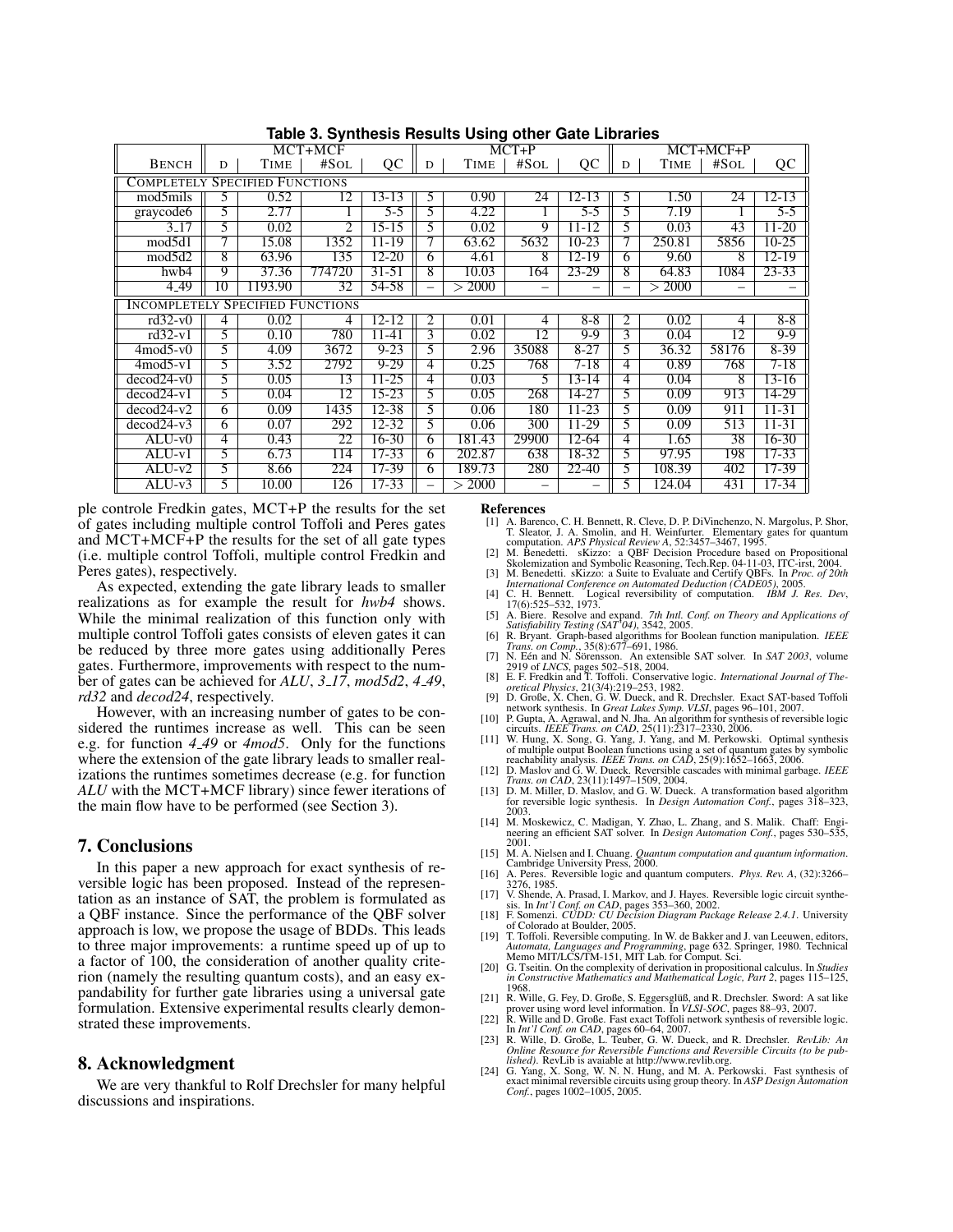**Table 3. Synthesis Results Using other Gate Libraries**

| Bench | MCT+MCF | | | | MCT+P | | | | MCT+MCF+P | | | |
|---|---|---|---|---|---|---|---|---|---|---|---|---|
| | d | Time | #Sol | QC | d | Time | #Sol | QC | d | Time | #Sol | QC |
| **Completely Specified Functions** | | | | | | | | | | | | |
| mod5mils | 5 | 0.52 | 12 | 13-13 | 5 | 0.90 | 24 | 12-13 | 5 | 1.50 | 24 | 12-13 |
| graycode6 | 5 | 2.77 | 1 | 5-5 | 5 | 4.22 | 1 | 5-5 | 5 | 7.19 | 1 | 5-5 |
| 3_17 | 5 | 0.02 | 2 | 15-15 | 5 | 0.02 | 9 | 11-12 | 5 | 0.03 | 43 | 11-20 |
| mod5d1 | 7 | 15.08 | 1352 | 11-19 | 7 | 63.62 | 5632 | 10-23 | 7 | 250.81 | 5856 | 10-25 |
| mod5d2 | 8 | 63.96 | 135 | 12-20 | 6 | 4.61 | 8 | 12-19 | 6 | 9.60 | 8 | 12-19 |
| hwb4 | 9 | 37.36 | 774720 | 31-51 | 8 | 10.03 | 164 | 23-29 | 8 | 64.83 | 1084 | 23-33 |
| 4_49 | 10 | 1193.90 | 32 | 54-58 | – | > 2000 | – | – | – | > 2000 | – | – |
| **Incompletely Specified Functions** | | | | | | | | | | | | |
| rd32-v0 | 4 | 0.02 | 4 | 12-12 | 2 | 0.01 | 4 | 8-8 | 2 | 0.02 | 4 | 8-8 |
| rd32-v1 | 5 | 0.10 | 780 | 11-41 | 3 | 0.02 | 12 | 9-9 | 3 | 0.04 | 12 | 9-9 |
| 4mod5-v0 | 5 | 4.09 | 3672 | 9-23 | 5 | 2.96 | 35088 | 8-27 | 5 | 36.32 | 58176 | 8-39 |
| 4mod5-v1 | 5 | 3.52 | 2792 | 9-29 | 4 | 0.25 | 768 | 7-18 | 4 | 0.89 | 768 | 7-18 |
| decod24-v0 | 5 | 0.05 | 13 | 11-25 | 4 | 0.03 | 5 | 13-14 | 4 | 0.04 | 8 | 13-16 |
| decod24-v1 | 5 | 0.04 | 12 | 15-23 | 5 | 0.05 | 268 | 14-27 | 5 | 0.09 | 913 | 14-29 |
| decod24-v2 | 6 | 0.09 | 1435 | 12-38 | 5 | 0.06 | 180 | 11-23 | 5 | 0.09 | 911 | 11-31 |
| decod24-v3 | 6 | 0.07 | 292 | 12-32 | 5 | 0.06 | 300 | 11-29 | 5 | 0.09 | 513 | 11-31 |
| ALU-v0 | 4 | 0.43 | 22 | 16-30 | 6 | 181.43 | 29900 | 12-64 | 4 | 1.65 | 38 | 16-30 |
| ALU-v1 | 5 | 6.73 | 114 | 17-33 | 6 | 202.87 | 638 | 18-32 | 5 | 97.95 | 198 | 17-33 |
| ALU-v2 | 5 | 8.66 | 224 | 17-39 | 6 | 189.73 | 280 | 22-40 | 5 | 108.39 | 402 | 17-39 |
| ALU-v3 | 5 | 10.00 | 126 | 17-33 | – | > 2000 | – | – | 5 | 124.04 | 431 | 17-34 |

ple controle Fredkin gates, MCT+P the results for the set of gates including multiple control Toffoli and Peres gates and MCT+MCF+P the results for the set of all gate types (i.e. multiple control Toffoli, multiple control Fredkin and Peres gates), respectively.

As expected, extending the gate library leads to smaller realizations as for example the result for *hwb4* shows. While the minimal realization of this function only with multiple control Toffoli gates consists of eleven gates it can be reduced by three more gates using additionally Peres gates. Furthermore, improvements with respect to the number of gates can be achieved for *ALU*, *3_17*, *mod5d2*, *4_49*, *rd32* and *decod24*, respectively.

However, with an increasing number of gates to be considered the runtimes increase as well. This can be seen e.g. for function *4_49* or *4mod5*. Only for the functions where the extension of the gate library leads to smaller realizations the runtimes sometimes decrease (e.g. for function *ALU* with the MCT+MCF library) since fewer iterations of the main flow have to be performed (see Section 3).

## 7. Conclusions

In this paper a new approach for exact synthesis of reversible logic has been proposed. Instead of the representation as an instance of SAT, the problem is formulated as a QBF instance. Since the performance of the QBF solver approach is low, we propose the usage of BDDs. This leads to three major improvements: a runtime speed up of up to a factor of 100, the consideration of another quality criterion (namely the resulting quantum costs), and an easy expandability for further gate libraries using a universal gate formulation. Extensive experimental results clearly demonstrated these improvements.

## 8. Acknowledgment

We are very thankful to Rolf Drechsler for many helpful discussions and inspirations.

## References

[1] A. Barenco, C. H. Bennett, R. Cleve, D. P. DiVinchenzo, N. Margolus, P. Shor, T. Sleator, J. A. Smolin, and H. Weinfurter. Elementary gates for quantum computation. *APS Physical Review A*, 52:3457–3467, 1995.

[2] M. Benedetti. sKizzo: a QBF Decision Procedure based on Propositional Skolemization and Symbolic Reasoning, Tech.Rep. 04-11-03, ITC-irst, 2004.

[3] M. Benedetti. sKizzo: a Suite to Evaluate and Certify QBFs. In *Proc. of 20th International Conference on Automated Deduction (CADE05)*, 2005.

[4] C. H. Bennett. Logical reversibility of computation. *IBM J. Res. Dev*, 17(6):525–532, 1973.

[5] A. Biere. Resolve and expand. *7th Intl. Conf. on Theory and Applications of Satisfiability Testing (SAT'04)*, 3542, 2005.

[6] R. Bryant. Graph-based algorithms for Boolean function manipulation. *IEEE Trans. on Comp.*, 35(8):677–691, 1986.

[7] N. Eén and N. Sörensson. An extensible SAT solver. In *SAT 2003*, volume 2919 of *LNCS*, pages 502–518, 2004.

[8] E. F. Fredkin and T. Toffoli. Conservative logic. *International Journal of Theoretical Physics*, 21(3/4):219–253, 1982.

[9] D. Große, X. Chen, G. W. Dueck, and R. Drechsler. Exact SAT-based Toffoli network synthesis. In *Great Lakes Symp. VLSI*, pages 96–101, 2007.

[10] P. Gupta, A. Agrawal, and N. Jha. An algorithm for synthesis of reversible logic circuits. *IEEE Trans. on CAD*, 25(11):2317–2330, 2006.

[11] W. Hung, X. Song, G. Yang, J. Yang, and M. Perkowski. Optimal synthesis of multiple output Boolean functions using a set of quantum gates by symbolic reachability analysis. *IEEE Trans. on CAD*, 25(9):1652–1663, 2006.

[12] D. Maslov and G. W. Dueck. Reversible cascades with minimal garbage. *IEEE Trans. on CAD*, 23(11):1497–1509, 2004.

[13] D. M. Miller, D. Maslov, and G. W. Dueck. A transformation based algorithm for reversible logic synthesis. In *Design Automation Conf.*, pages 318–323, 2003.

[14] M. Moskewicz, C. Madigan, Y. Zhao, L. Zhang, and S. Malik. Chaff: Engineering an efficient SAT solver. In *Design Automation Conf.*, pages 530–535, 2001.

[15] M. A. Nielsen and I. Chuang. *Quantum computation and quantum information*. Cambridge University Press, 2000.

[16] A. Peres. Reversible logic and quantum computers. *Phys. Rev. A*, (32):3266–3276, 1985.

[17] V. Shende, A. Prasad, I. Markov, and J. Hayes. Reversible logic circuit synthesis. In *Int'l Conf. on CAD*, pages 353–360, 2002.

[18] F. Somenzi. *CUDD: CU Decision Diagram Package Release 2.4.1.* University of Colorado at Boulder, 2005.

[19] T. Toffoli. Reversible computing. In W. de Bakker and J. van Leeuwen, editors, *Automata, Languages and Programming*, page 632. Springer, 1980. Technical Memo MIT/LCS/TM-151, MIT Lab. for Comput. Sci.

[20] G. Tseitin. On the complexity of derivation in propositional calculus. In *Studies in Constructive Mathematics and Mathematical Logic, Part 2*, pages 115–125, 1968.

[21] R. Wille, G. Fey, D. Große, S. Eggersglüß, and R. Drechsler. Sword: A sat like prover using word level information. In *VLSI-SOC*, pages 88–93, 2007.

[22] R. Wille and D. Große. Fast exact Toffoli network synthesis of reversible logic. In *Int'l Conf. on CAD*, pages 60–64, 2007.

[23] R. Wille, D. Große, L. Teuber, G. W. Dueck, and R. Drechsler. *RevLib: An Online Resource for Reversible Functions and Reversible Circuits (to be published)*. RevLib is avaiable at http://www.revlib.org.

[24] G. Yang, X. Song, W. N. N. Hung, and M. A. Perkowski. Fast synthesis of exact minimal reversible circuits using group theory. In *ASP Design Automation Conf.*, pages 1002–1005, 2005.